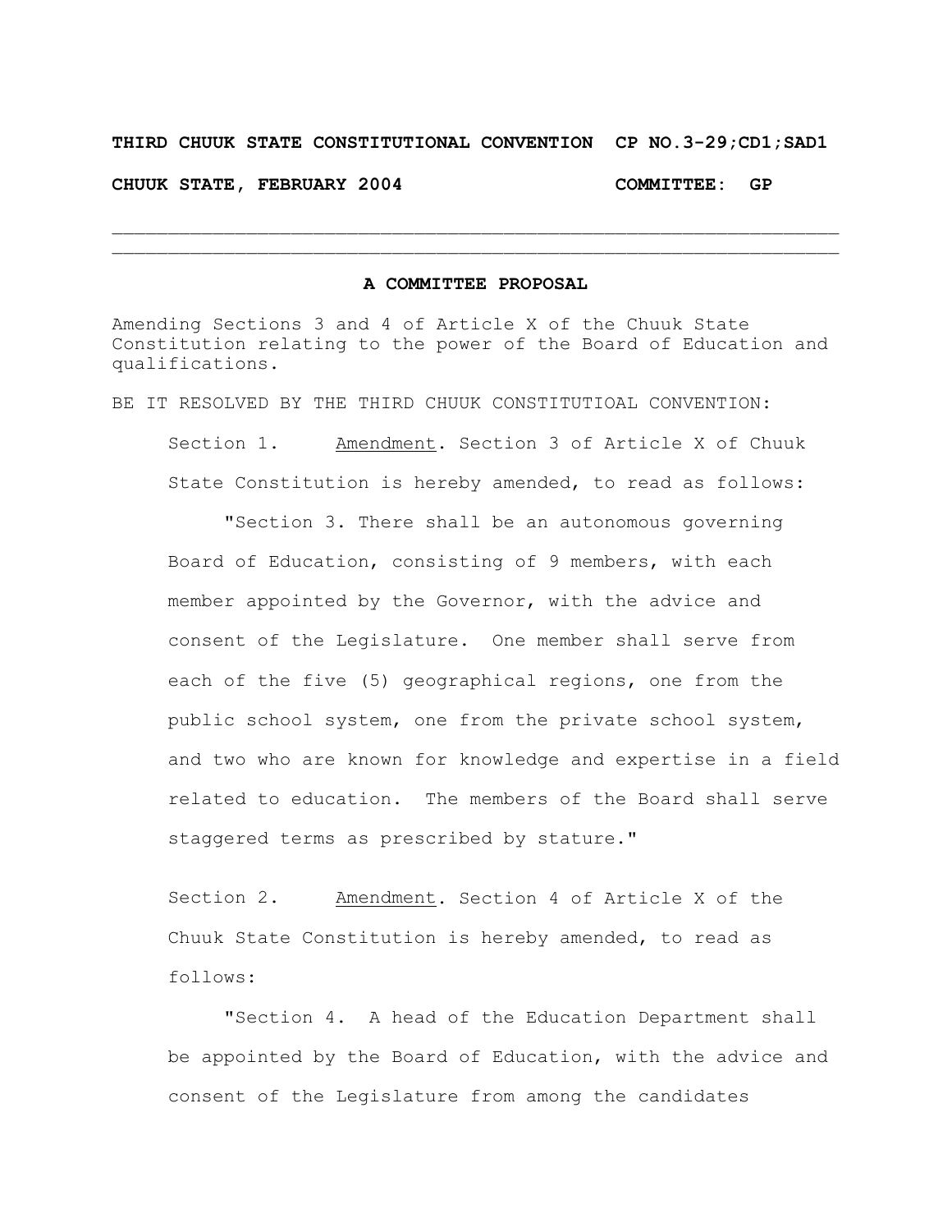**THIRD CHUUK STATE CONSTITUTIONAL CONVENTION CP NO.3-29;CD1;SAD1**

**CHUUK STATE, FEBRUARY 2004 COMMITTEE: GP**

---

## A COMMITTEE PROPOSAL

Amending Sections 3 and 4 of Article X of the Chuuk State Constitution relating to the power of the Board of Education and qualifications.

BE IT RESOLVED BY THE THIRD CHUUK CONSTITUTIOAL CONVENTION:

Section 1. Amendment. Section 3 of Article X of Chuuk State Constitution is hereby amended, to read as follows:

"Section 3. There shall be an autonomous governing Board of Education, consisting of 9 members, with each member appointed by the Governor, with the advice and consent of the Legislature. One member shall serve from each of the five (5) geographical regions, one from the public school system, one from the private school system, and two who are known for knowledge and expertise in a field related to education. The members of the Board shall serve staggered terms as prescribed by stature."

Section 2. Amendment. Section 4 of Article X of the Chuuk State Constitution is hereby amended, to read as follows:

"Section 4. A head of the Education Department shall be appointed by the Board of Education, with the advice and consent of the Legislature from among the candidates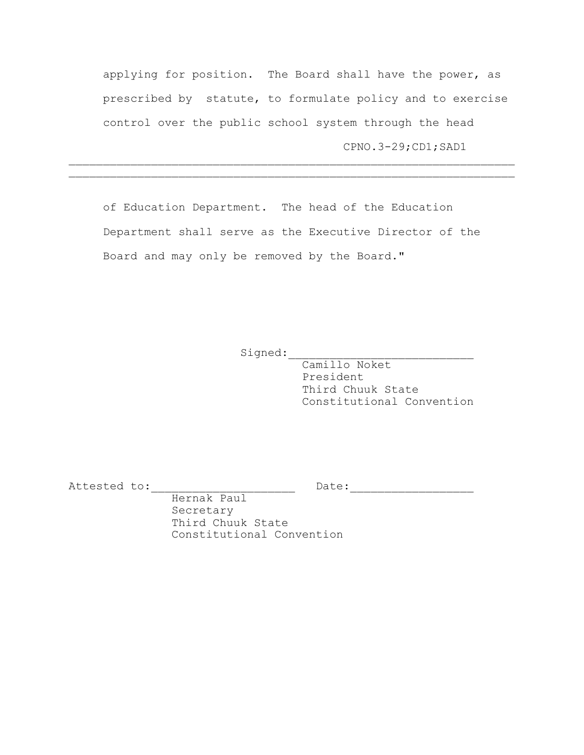applying for position. The Board shall have the power, as prescribed by statute, to formulate policy and to exercise control over the public school system through the head of Education Department. The head of the Education Department shall serve as the Executive Director of the Board and may only be removed by the Board."

Signed:___________________________
Camillo Noket
President
Third Chuuk State
Constitutional Convention

Attested to:_____________________ Date:__________________
Hernak Paul
Secretary
Third Chuuk State
Constitutional Convention